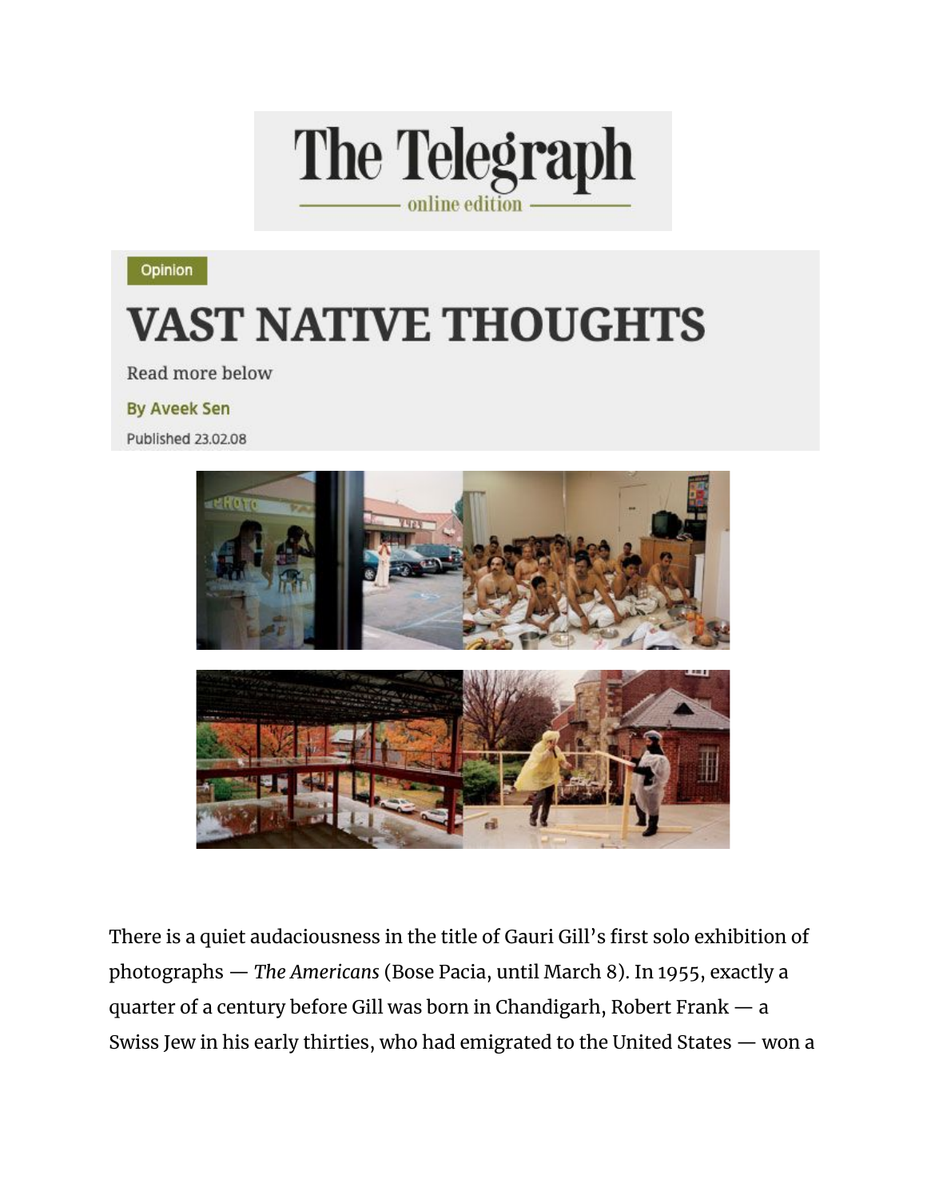The Telegraph
online edition

Opinion

# VAST NATIVE THOUGHTS

Read more below

By Aveek Sen

Published 23.02.08

There is a quiet audaciousness in the title of Gauri Gill's first solo exhibition of photographs — *The Americans* (Bose Pacia, until March 8). In 1955, exactly a quarter of a century before Gill was born in Chandigarh, Robert Frank — a Swiss Jew in his early thirties, who had emigrated to the United States — won a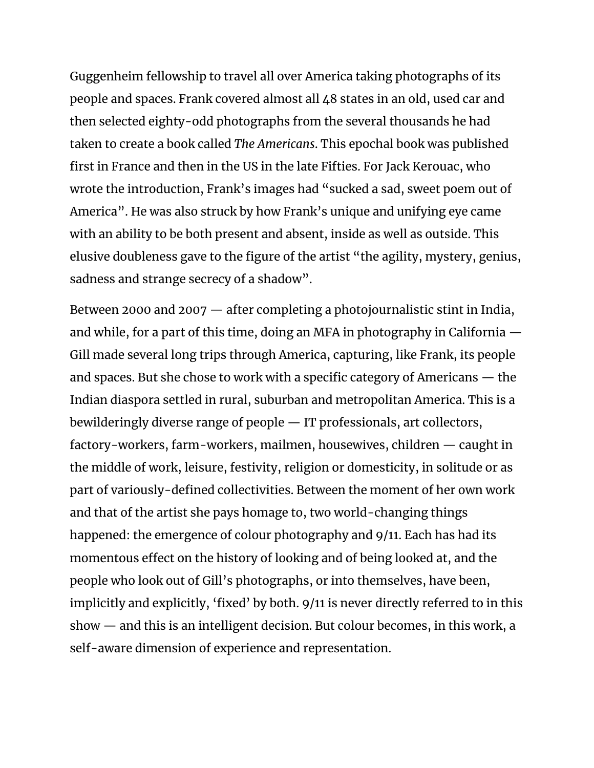Guggenheim fellowship to travel all over America taking photographs of its people and spaces. Frank covered almost all 48 states in an old, used car and then selected eighty-odd photographs from the several thousands he had taken to create a book called *The Americans*. This epochal book was published first in France and then in the US in the late Fifties. For Jack Kerouac, who wrote the introduction, Frank's images had "sucked a sad, sweet poem out of America". He was also struck by how Frank's unique and unifying eye came with an ability to be both present and absent, inside as well as outside. This elusive doubleness gave to the figure of the artist "the agility, mystery, genius, sadness and strange secrecy of a shadow".

Between 2000 and 2007 — after completing a photojournalistic stint in India, and while, for a part of this time, doing an MFA in photography in California — Gill made several long trips through America, capturing, like Frank, its people and spaces. But she chose to work with a specific category of Americans — the Indian diaspora settled in rural, suburban and metropolitan America. This is a bewilderingly diverse range of people — IT professionals, art collectors, factory-workers, farm-workers, mailmen, housewives, children — caught in the middle of work, leisure, festivity, religion or domesticity, in solitude or as part of variously-defined collectivities. Between the moment of her own work and that of the artist she pays homage to, two world-changing things happened: the emergence of colour photography and 9/11. Each has had its momentous effect on the history of looking and of being looked at, and the people who look out of Gill's photographs, or into themselves, have been, implicitly and explicitly, 'fixed' by both. 9/11 is never directly referred to in this show — and this is an intelligent decision. But colour becomes, in this work, a self-aware dimension of experience and representation.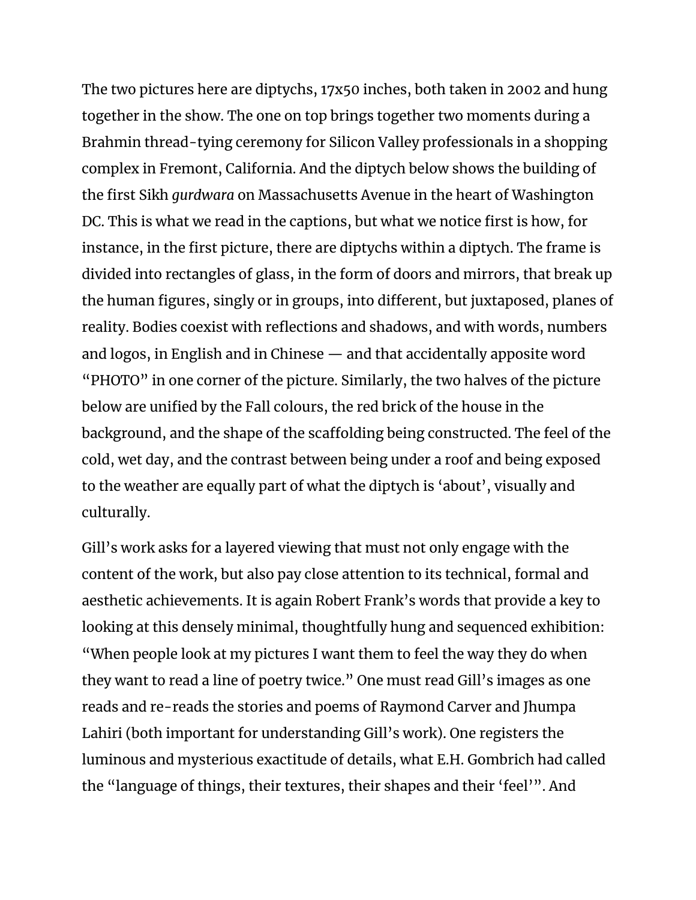The two pictures here are diptychs, 17x50 inches, both taken in 2002 and hung together in the show. The one on top brings together two moments during a Brahmin thread-tying ceremony for Silicon Valley professionals in a shopping complex in Fremont, California. And the diptych below shows the building of the first Sikh *gurdwara* on Massachusetts Avenue in the heart of Washington DC. This is what we read in the captions, but what we notice first is how, for instance, in the first picture, there are diptychs within a diptych. The frame is divided into rectangles of glass, in the form of doors and mirrors, that break up the human figures, singly or in groups, into different, but juxtaposed, planes of reality. Bodies coexist with reflections and shadows, and with words, numbers and logos, in English and in Chinese — and that accidentally apposite word "PHOTO" in one corner of the picture. Similarly, the two halves of the picture below are unified by the Fall colours, the red brick of the house in the background, and the shape of the scaffolding being constructed. The feel of the cold, wet day, and the contrast between being under a roof and being exposed to the weather are equally part of what the diptych is 'about', visually and culturally.

Gill's work asks for a layered viewing that must not only engage with the content of the work, but also pay close attention to its technical, formal and aesthetic achievements. It is again Robert Frank's words that provide a key to looking at this densely minimal, thoughtfully hung and sequenced exhibition: "When people look at my pictures I want them to feel the way they do when they want to read a line of poetry twice." One must read Gill's images as one reads and re-reads the stories and poems of Raymond Carver and Jhumpa Lahiri (both important for understanding Gill's work). One registers the luminous and mysterious exactitude of details, what E.H. Gombrich had called the "language of things, their textures, their shapes and their 'feel'". And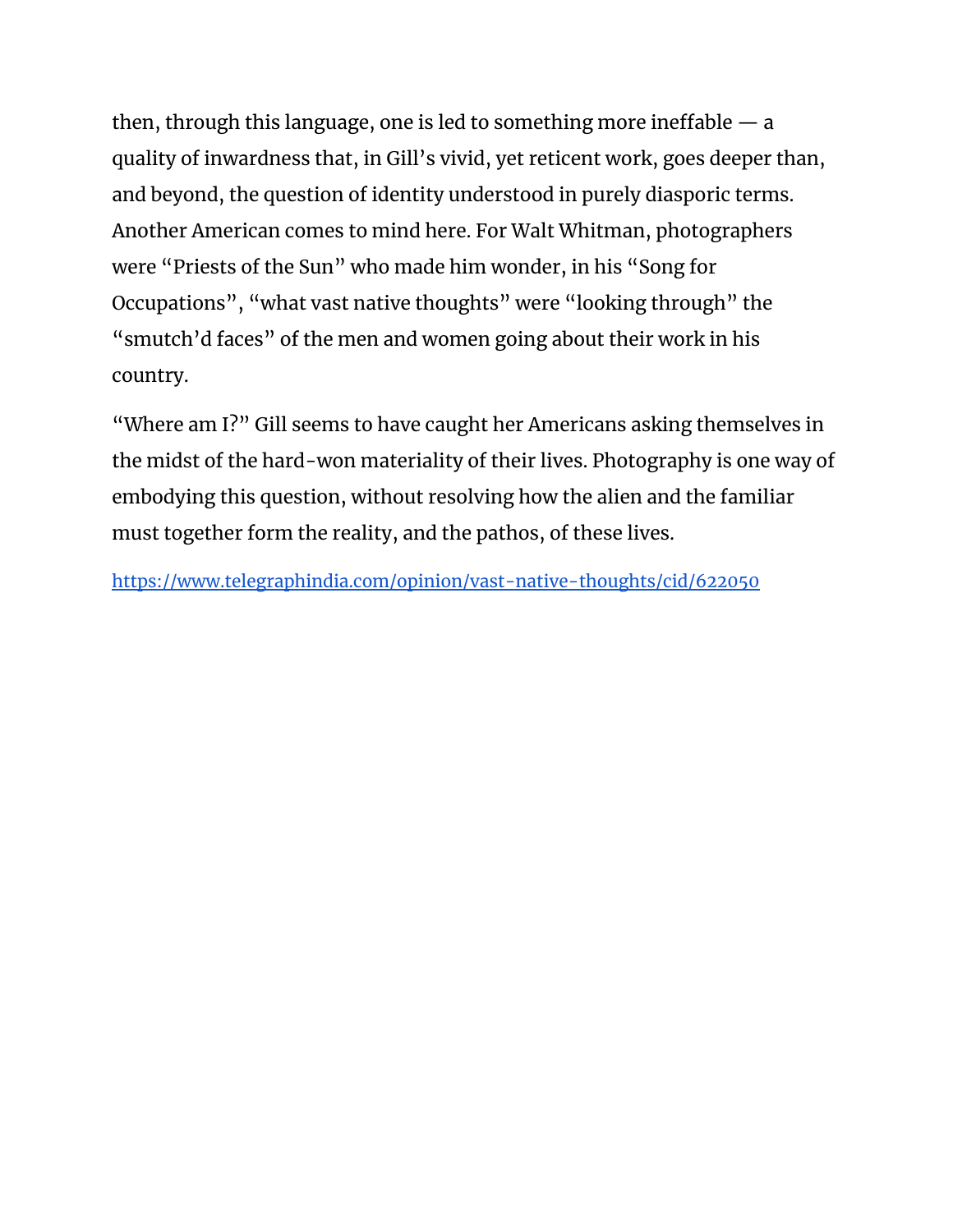then, through this language, one is led to something more ineffable — a quality of inwardness that, in Gill's vivid, yet reticent work, goes deeper than, and beyond, the question of identity understood in purely diasporic terms. Another American comes to mind here. For Walt Whitman, photographers were "Priests of the Sun" who made him wonder, in his "Song for Occupations", "what vast native thoughts" were "looking through" the "smutch'd faces" of the men and women going about their work in his country.

"Where am I?" Gill seems to have caught her Americans asking themselves in the midst of the hard-won materiality of their lives. Photography is one way of embodying this question, without resolving how the alien and the familiar must together form the reality, and the pathos, of these lives.

https://www.telegraphindia.com/opinion/vast-native-thoughts/cid/622050